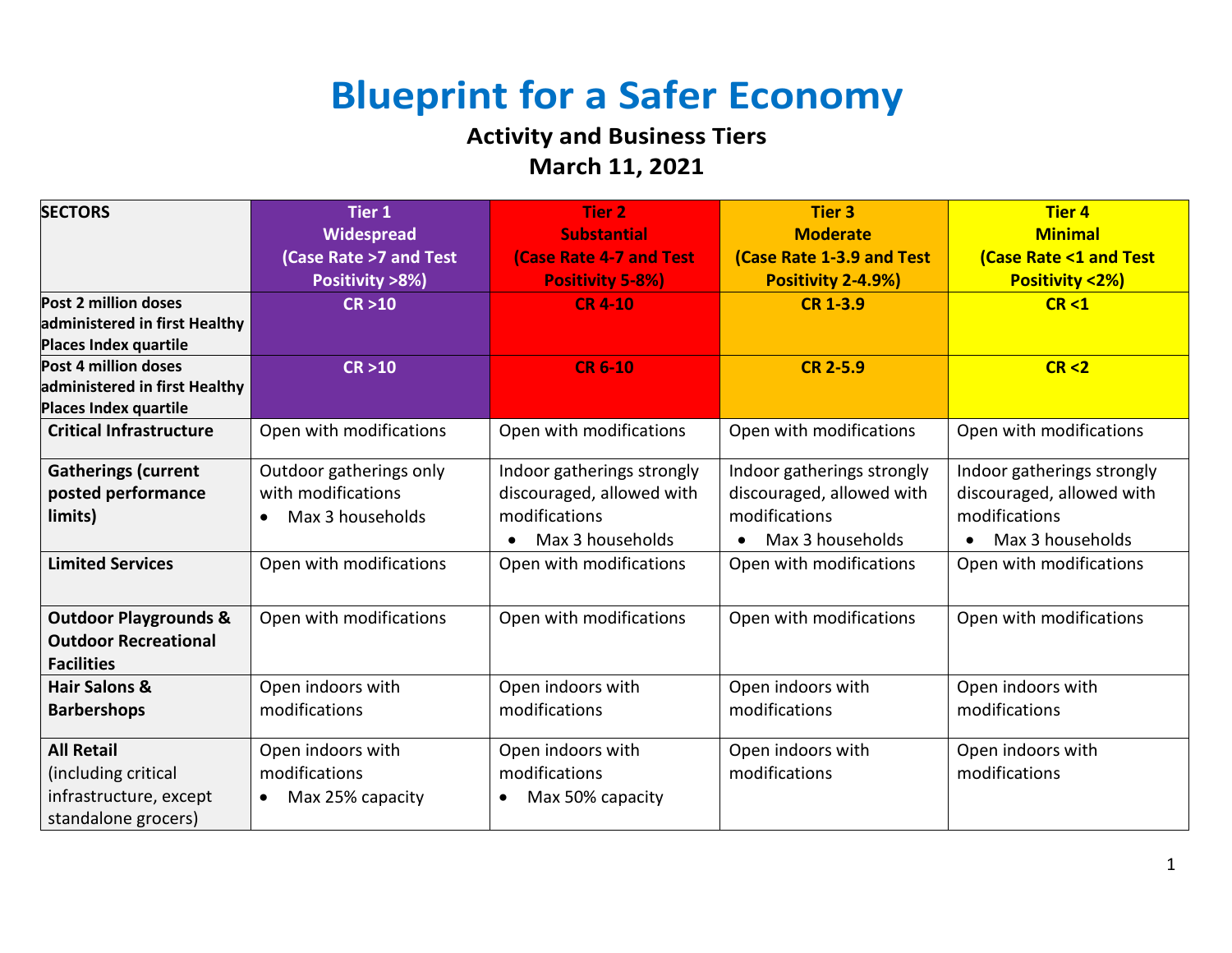# Blueprint for a Safer Economy

## Activity and Business Tiers

## March 11, 2021

| SECTORS | Tier 1 Widespread (Case Rate >7 and Test Positivity >8%) | Tier 2 Substantial (Case Rate 4-7 and Test Positivity 5-8%) | Tier 3 Moderate (Case Rate 1-3.9 and Test Positivity 2-4.9%) | Tier 4 Minimal (Case Rate <1 and Test Positivity <2%) |
|---|---|---|---|---|
| **Post 2 million doses administered in first Healthy Places Index quartile** | **CR >10** | **CR 4-10** | **CR 1-3.9** | **CR <1** |
| **Post 4 million doses administered in first Healthy Places Index quartile** | **CR >10** | **CR 6-10** | **CR 2-5.9** | **CR <2** |
| **Critical Infrastructure** | Open with modifications | Open with modifications | Open with modifications | Open with modifications |
| **Gatherings (current posted performance limits)** | Outdoor gatherings only with modifications<br>• Max 3 households | Indoor gatherings strongly discouraged, allowed with modifications<br>• Max 3 households | Indoor gatherings strongly discouraged, allowed with modifications<br>• Max 3 households | Indoor gatherings strongly discouraged, allowed with modifications<br>• Max 3 households |
| **Limited Services** | Open with modifications | Open with modifications | Open with modifications | Open with modifications |
| **Outdoor Playgrounds & Outdoor Recreational Facilities** | Open with modifications | Open with modifications | Open with modifications | Open with modifications |
| **Hair Salons & Barbershops** | Open indoors with modifications | Open indoors with modifications | Open indoors with modifications | Open indoors with modifications |
| **All Retail** (including critical infrastructure, except standalone grocers) | Open indoors with modifications<br>• Max 25% capacity | Open indoors with modifications<br>• Max 50% capacity | Open indoors with modifications | Open indoors with modifications |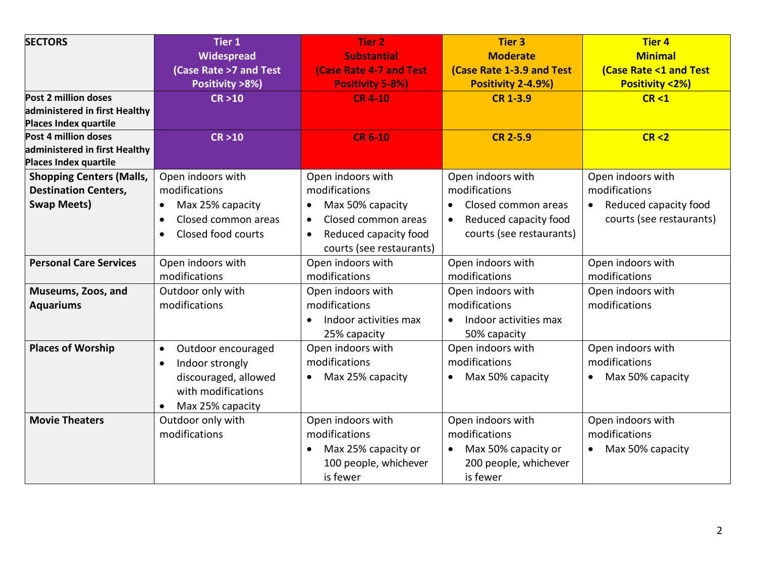| SECTORS | Tier 1 Widespread (Case Rate >7 and Test Positivity >8%) | Tier 2 Substantial (Case Rate 4-7 and Test Positivity 5-8%) | Tier 3 Moderate (Case Rate 1-3.9 and Test Positivity 2-4.9%) | Tier 4 Minimal (Case Rate <1 and Test Positivity <2%) |
|---|---|---|---|---|
| **Post 2 million doses administered in first Healthy Places Index quartile** | **CR >10** | **CR 4-10** | **CR 1-3.9** | **CR <1** |
| **Post 4 million doses administered in first Healthy Places Index quartile** | **CR >10** | **CR 6-10** | **CR 2-5.9** | **CR <2** |
| **Shopping Centers (Malls, Destination Centers, Swap Meets)** | Open indoors with modifications<br>• Max 25% capacity<br>• Closed common areas<br>• Closed food courts | Open indoors with modifications<br>• Max 50% capacity<br>• Closed common areas<br>• Reduced capacity food courts (see restaurants) | Open indoors with modifications<br>• Closed common areas<br>• Reduced capacity food courts (see restaurants) | Open indoors with modifications<br>• Reduced capacity food courts (see restaurants) |
| **Personal Care Services** | Open indoors with modifications | Open indoors with modifications | Open indoors with modifications | Open indoors with modifications |
| **Museums, Zoos, and Aquariums** | Outdoor only with modifications | Open indoors with modifications<br>• Indoor activities max 25% capacity | Open indoors with modifications<br>• Indoor activities max 50% capacity | Open indoors with modifications |
| **Places of Worship** | • Outdoor encouraged<br>• Indoor strongly discouraged, allowed with modifications<br>• Max 25% capacity | Open indoors with modifications<br>• Max 25% capacity | Open indoors with modifications<br>• Max 50% capacity | Open indoors with modifications<br>• Max 50% capacity |
| **Movie Theaters** | Outdoor only with modifications | Open indoors with modifications<br>• Max 25% capacity or 100 people, whichever is fewer | Open indoors with modifications<br>• Max 50% capacity or 200 people, whichever is fewer | Open indoors with modifications<br>• Max 50% capacity |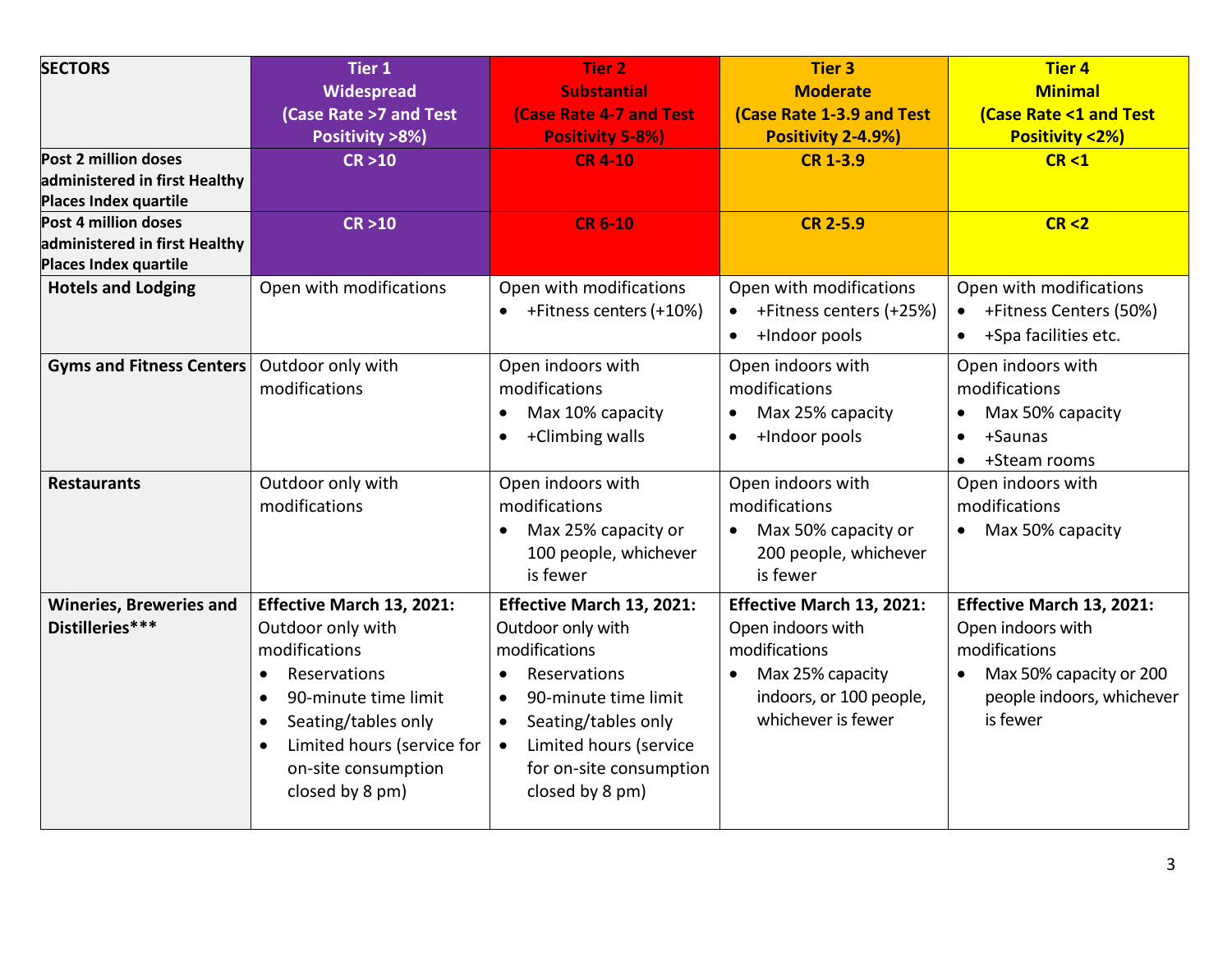| SECTORS | Tier 1<br>Widespread<br>(Case Rate >7 and Test Positivity >8%) | Tier 2<br>Substantial<br>(Case Rate 4-7 and Test Positivity 5-8%) | Tier 3<br>Moderate<br>(Case Rate 1-3.9 and Test Positivity 2-4.9%) | Tier 4<br>Minimal<br>(Case Rate <1 and Test Positivity <2%) |
|---|---|---|---|---|
| **Post 2 million doses administered in first Healthy Places Index quartile** | **CR >10** | **CR 4-10** | **CR 1-3.9** | **CR <1** |
| **Post 4 million doses administered in first Healthy Places Index quartile** | **CR >10** | **CR 6-10** | **CR 2-5.9** | **CR <2** |
| **Hotels and Lodging** | Open with modifications | Open with modifications<br>• +Fitness centers (+10%) | Open with modifications<br>• +Fitness centers (+25%)<br>• +Indoor pools | Open with modifications<br>• +Fitness Centers (50%)<br>• +Spa facilities etc. |
| **Gyms and Fitness Centers** | Outdoor only with modifications | Open indoors with modifications<br>• Max 10% capacity<br>• +Climbing walls | Open indoors with modifications<br>• Max 25% capacity<br>• +Indoor pools | Open indoors with modifications<br>• Max 50% capacity<br>• +Saunas<br>• +Steam rooms |
| **Restaurants** | Outdoor only with modifications | Open indoors with modifications<br>• Max 25% capacity or 100 people, whichever is fewer | Open indoors with modifications<br>• Max 50% capacity or 200 people, whichever is fewer | Open indoors with modifications<br>• Max 50% capacity |
| **Wineries, Breweries and Distilleries*** ** | **Effective March 13, 2021:** Outdoor only with modifications<br>• Reservations<br>• 90-minute time limit<br>• Seating/tables only<br>• Limited hours (service for on-site consumption closed by 8 pm) | **Effective March 13, 2021:** Outdoor only with modifications<br>• Reservations<br>• 90-minute time limit<br>• Seating/tables only<br>• Limited hours (service for on-site consumption closed by 8 pm) | **Effective March 13, 2021:** Open indoors with modifications<br>• Max 25% capacity indoors, or 100 people, whichever is fewer | **Effective March 13, 2021:** Open indoors with modifications<br>• Max 50% capacity or 200 people indoors, whichever is fewer |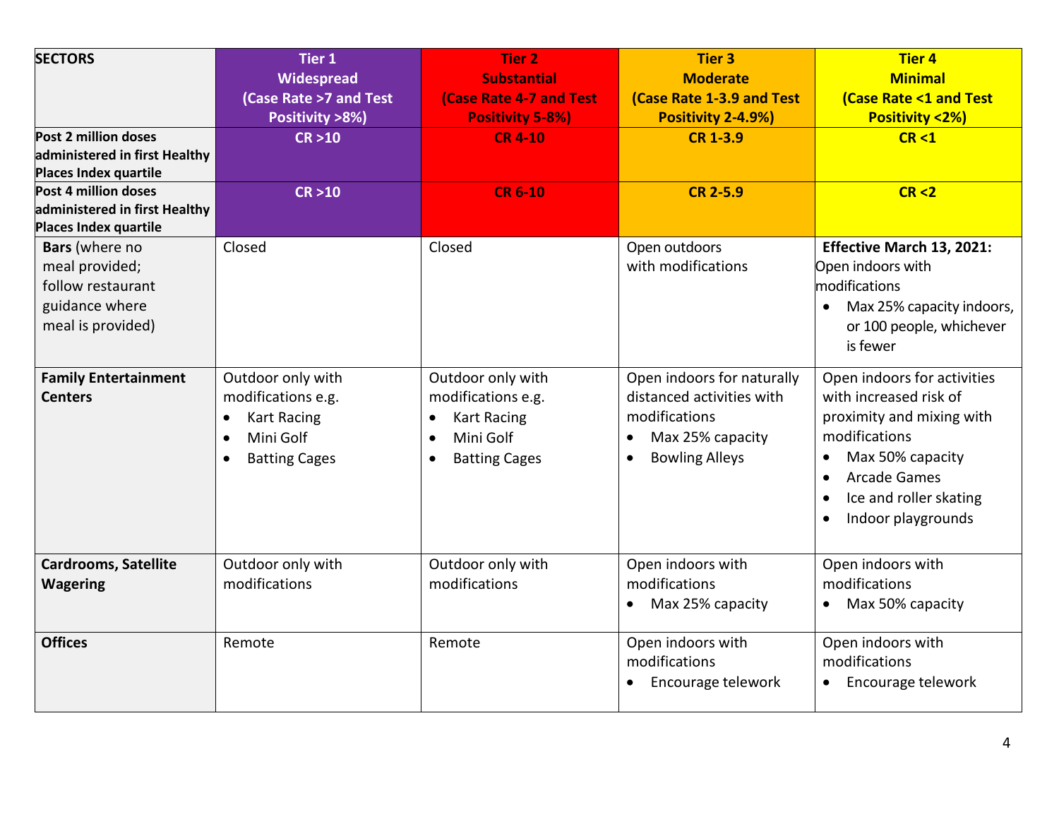| **SECTORS** | **Tier 1 Widespread (Case Rate >7 and Test Positivity >8%)** | **Tier 2 Substantial (Case Rate 4-7 and Test Positivity 5-8%)** | **Tier 3 Moderate (Case Rate 1-3.9 and Test Positivity 2-4.9%)** | **Tier 4 Minimal (Case Rate <1 and Test Positivity <2%)** |
|---|---|---|---|---|
| **Post 2 million doses administered in first Healthy Places Index quartile** | **CR >10** | **CR 4-10** | **CR 1-3.9** | **CR <1** |
| **Post 4 million doses administered in first Healthy Places Index quartile** | **CR >10** | **CR 6-10** | **CR 2-5.9** | **CR <2** |
| **Bars** (where no meal provided; follow restaurant guidance where meal is provided) | Closed | Closed | Open outdoors with modifications | **Effective March 13, 2021:** Open indoors with modifications<br>• Max 25% capacity indoors, or 100 people, whichever is fewer |
| **Family Entertainment Centers** | Outdoor only with modifications e.g.<br>• Kart Racing<br>• Mini Golf<br>• Batting Cages | Outdoor only with modifications e.g.<br>• Kart Racing<br>• Mini Golf<br>• Batting Cages | Open indoors for naturally distanced activities with modifications<br>• Max 25% capacity<br>• Bowling Alleys | Open indoors for activities with increased risk of proximity and mixing with modifications<br>• Max 50% capacity<br>• Arcade Games<br>• Ice and roller skating<br>• Indoor playgrounds |
| **Cardrooms, Satellite Wagering** | Outdoor only with modifications | Outdoor only with modifications | Open indoors with modifications<br>• Max 25% capacity | Open indoors with modifications<br>• Max 50% capacity |
| **Offices** | Remote | Remote | Open indoors with modifications<br>• Encourage telework | Open indoors with modifications<br>• Encourage telework |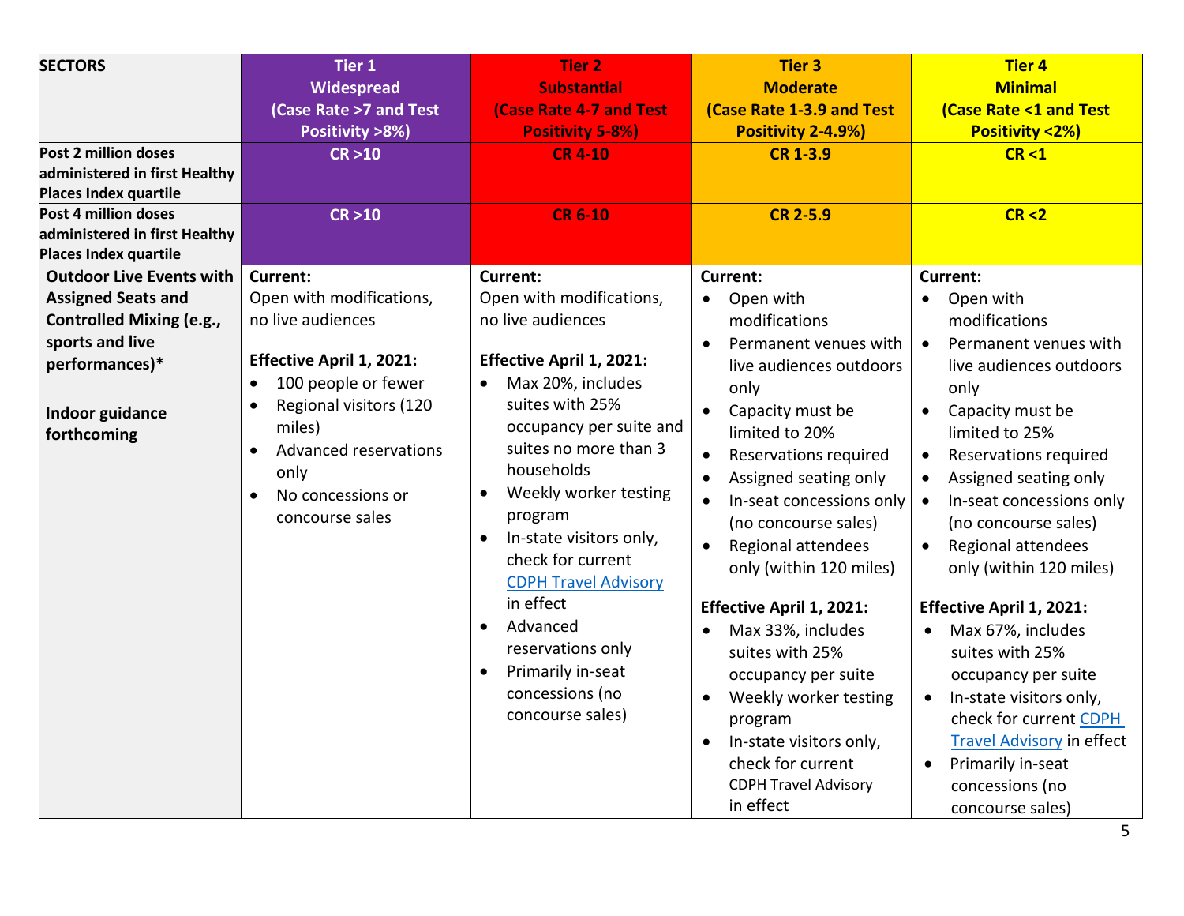| SECTORS | Tier 1<br>Widespread<br>(Case Rate >7 and Test Positivity >8%) | Tier 2<br>Substantial<br>(Case Rate 4-7 and Test Positivity 5-8%) | Tier 3<br>Moderate<br>(Case Rate 1-3.9 and Test Positivity 2-4.9%) | Tier 4<br>Minimal<br>(Case Rate <1 and Test Positivity <2%) |
|---|---|---|---|---|
| Post 2 million doses administered in first Healthy Places Index quartile | CR >10 | CR 4-10 | CR 1-3.9 | CR <1 |
| Post 4 million doses administered in first Healthy Places Index quartile | CR >10 | CR 6-10 | CR 2-5.9 | CR <2 |
| **Outdoor Live Events with Assigned Seats and Controlled Mixing (e.g., sports and live performances)***<br><br>**Indoor guidance forthcoming** | **Current:**<br>Open with modifications, no live audiences<br><br>**Effective April 1, 2021:**<br>• 100 people or fewer<br>• Regional visitors (120 miles)<br>• Advanced reservations only<br>• No concessions or concourse sales | **Current:**<br>Open with modifications, no live audiences<br><br>**Effective April 1, 2021:**<br>• Max 20%, includes suites with 25% occupancy per suite and suites no more than 3 households<br>• Weekly worker testing program<br>• In-state visitors only, check for current [CDPH Travel Advisory]() in effect<br>• Advanced reservations only<br>• Primarily in-seat concessions (no concourse sales) | **Current:**<br>• Open with modifications<br>• Permanent venues with live audiences outdoors only<br>• Capacity must be limited to 20%<br>• Reservations required<br>• Assigned seating only<br>• In-seat concessions only (no concourse sales)<br>• Regional attendees only (within 120 miles)<br><br>**Effective April 1, 2021:**<br>• Max 33%, includes suites with 25% occupancy per suite<br>• Weekly worker testing program<br>• In-state visitors only, check for current CDPH Travel Advisory in effect | **Current:**<br>• Open with modifications<br>• Permanent venues with live audiences outdoors only<br>• Capacity must be limited to 25%<br>• Reservations required<br>• Assigned seating only<br>• In-seat concessions only (no concourse sales)<br>• Regional attendees only (within 120 miles)<br><br>**Effective April 1, 2021:**<br>• Max 67%, includes suites with 25% occupancy per suite<br>• In-state visitors only, check for current [CDPH Travel Advisory]() in effect<br>• Primarily in-seat concessions (no concourse sales) |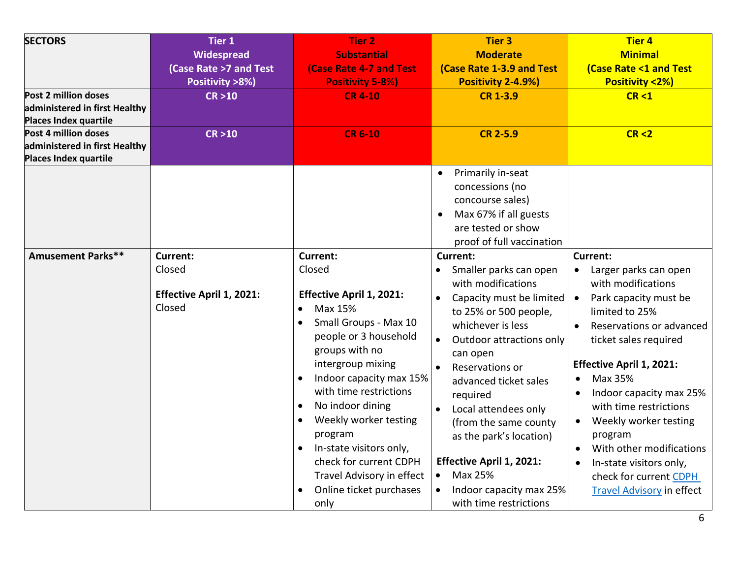| SECTORS | Tier 1<br>Widespread<br>(Case Rate >7 and Test Positivity >8%) | Tier 2<br>Substantial<br>(Case Rate 4-7 and Test Positivity 5-8%) | Tier 3<br>Moderate<br>(Case Rate 1-3.9 and Test Positivity 2-4.9%) | Tier 4<br>Minimal<br>(Case Rate <1 and Test Positivity <2%) |
|---|---|---|---|---|
| Post 2 million doses administered in first Healthy Places Index quartile | CR >10 | CR 4-10 | CR 1-3.9 | CR <1 |
| Post 4 million doses administered in first Healthy Places Index quartile | CR >10 | CR 6-10 | CR 2-5.9 | CR <2 |
| | | | • Primarily in-seat concessions (no concourse sales)<br>• Max 67% if all guests are tested or show proof of full vaccination | |
| Amusement Parks** | **Current:**<br>Closed<br><br>**Effective April 1, 2021:**<br>Closed | **Current:**<br>Closed<br><br>**Effective April 1, 2021:**<br>• Max 15%<br>• Small Groups - Max 10 people or 3 household groups with no intergroup mixing<br>• Indoor capacity max 15% with time restrictions<br>• No indoor dining<br>• Weekly worker testing program<br>• In-state visitors only, check for current CDPH Travel Advisory in effect<br>• Online ticket purchases only | **Current:**<br>• Smaller parks can open with modifications<br>• Capacity must be limited to 25% or 500 people, whichever is less<br>• Outdoor attractions only can open<br>• Reservations or advanced ticket sales required<br>• Local attendees only (from the same county as the park's location)<br><br>**Effective April 1, 2021:**<br>• Max 25%<br>• Indoor capacity max 25% with time restrictions | **Current:**<br>• Larger parks can open with modifications<br>• Park capacity must be limited to 25%<br>• Reservations or advanced ticket sales required<br><br>**Effective April 1, 2021:**<br>• Max 35%<br>• Indoor capacity max 25% with time restrictions<br>• Weekly worker testing program<br>• With other modifications<br>• In-state visitors only, check for current CDPH Travel Advisory in effect |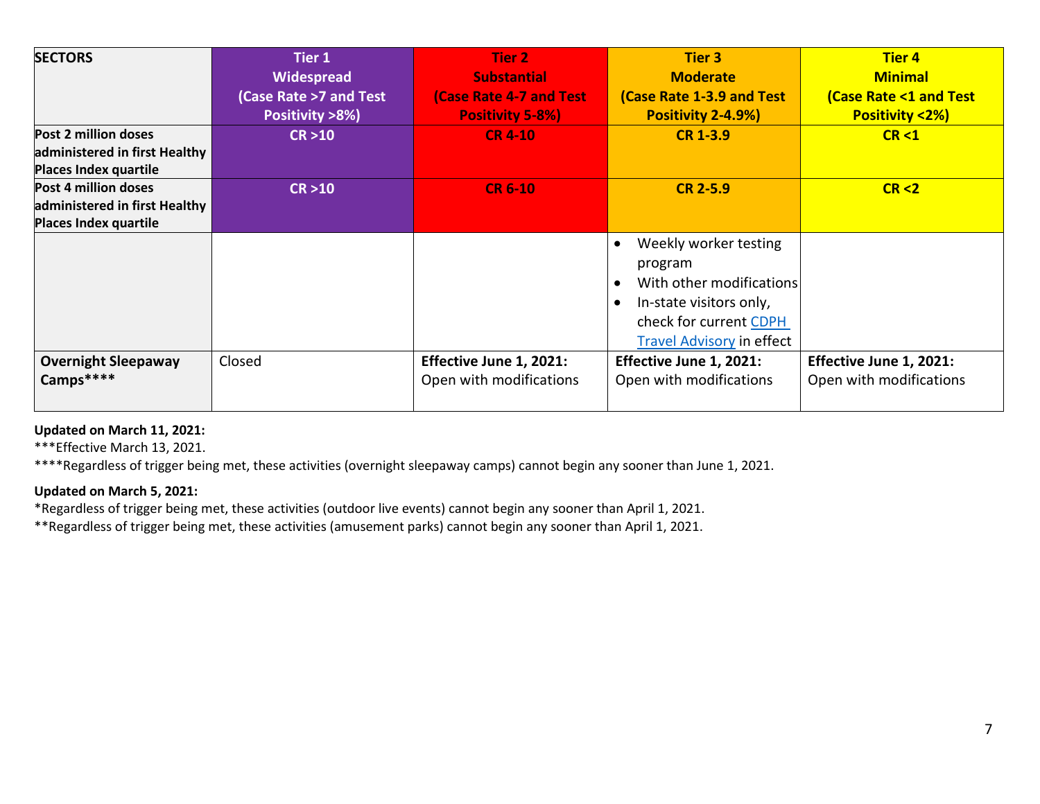| SECTORS | Tier 1 Widespread (Case Rate >7 and Test Positivity >8%) | Tier 2 Substantial (Case Rate 4-7 and Test Positivity 5-8%) | Tier 3 Moderate (Case Rate 1-3.9 and Test Positivity 2-4.9%) | Tier 4 Minimal (Case Rate <1 and Test Positivity <2%) |
|---|---|---|---|---|
| **Post 2 million doses administered in first Healthy Places Index quartile** | **CR >10** | **CR 4-10** | **CR 1-3.9** | **CR <1** |
| **Post 4 million doses administered in first Healthy Places Index quartile** | **CR >10** | **CR 6-10** | **CR 2-5.9** | **CR <2** |
| | | | • Weekly worker testing program<br>• With other modifications<br>• In-state visitors only, check for current [CDPH Travel Advisory]() in effect | |
| **Overnight Sleepaway Camps**** | Closed | **Effective June 1, 2021:** Open with modifications | **Effective June 1, 2021:** Open with modifications | **Effective June 1, 2021:** Open with modifications |

**Updated on March 11, 2021:**

***Effective March 13, 2021.

****Regardless of trigger being met, these activities (overnight sleepaway camps) cannot begin any sooner than June 1, 2021.

**Updated on March 5, 2021:**

*Regardless of trigger being met, these activities (outdoor live events) cannot begin any sooner than April 1, 2021.

**Regardless of trigger being met, these activities (amusement parks) cannot begin any sooner than April 1, 2021.